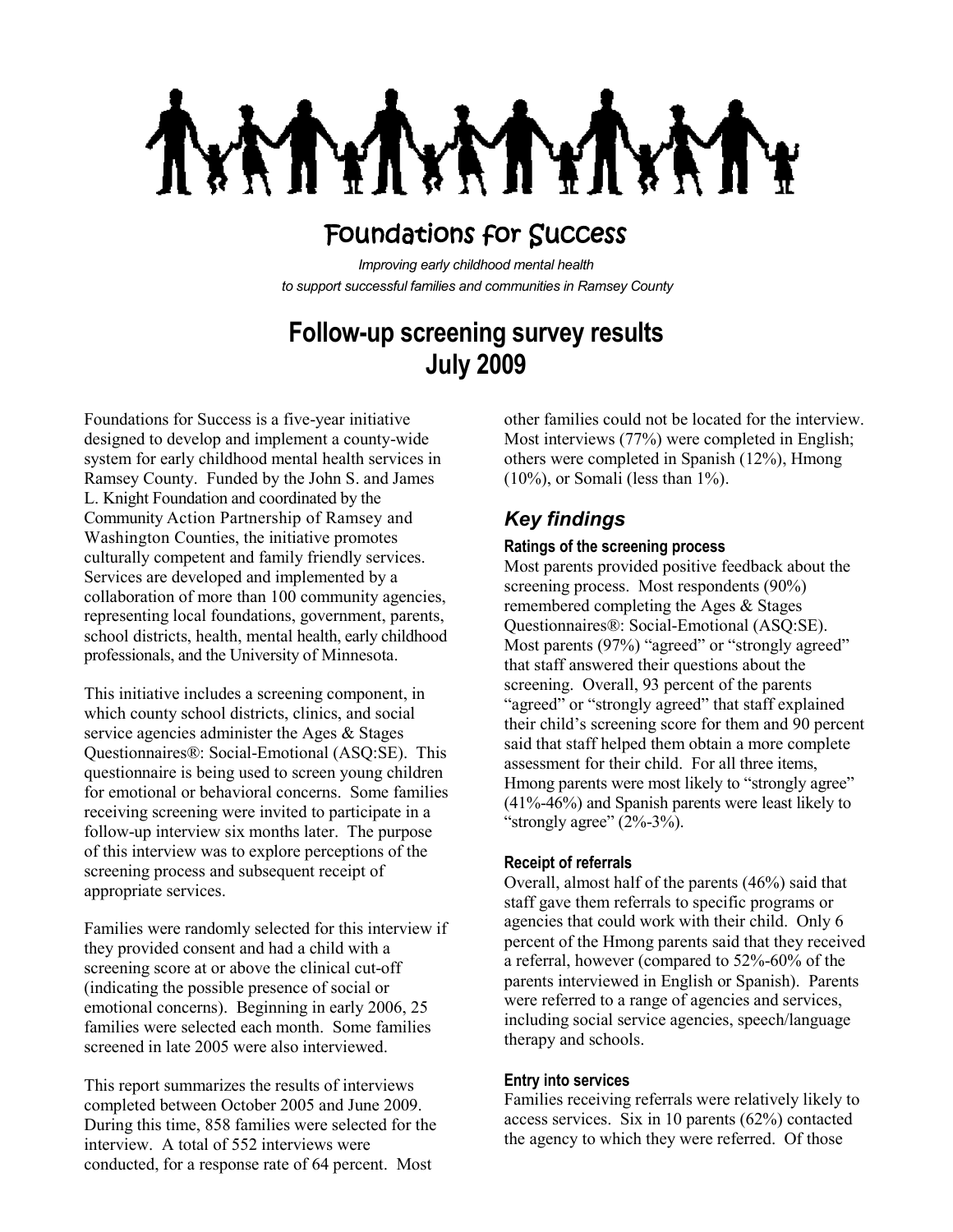# Foundations for Success

*Improving early childhood mental health to support successful families and communities in Ramsey County*

## Follow-up screening survey results July 2009

Foundations for Success is a five-year initiative designed to develop and implement a county-wide system for early childhood mental health services in Ramsey County. Funded by the John S. and James L. Knight Foundation and coordinated by the Community Action Partnership of Ramsey and Washington Counties, the initiative promotes culturally competent and family friendly services. Services are developed and implemented by a collaboration of more than 100 community agencies, representing local foundations, government, parents, school districts, health, mental health, early childhood professionals, and the University of Minnesota.

This initiative includes a screening component, in which county school districts, clinics, and social service agencies administer the Ages & Stages Questionnaires®: Social-Emotional (ASQ:SE). This questionnaire is being used to screen young children for emotional or behavioral concerns. Some families receiving screening were invited to participate in a follow-up interview six months later. The purpose of this interview was to explore perceptions of the screening process and subsequent receipt of appropriate services.

Families were randomly selected for this interview if they provided consent and had a child with a screening score at or above the clinical cut-off (indicating the possible presence of social or emotional concerns). Beginning in early 2006, 25 families were selected each month. Some families screened in late 2005 were also interviewed.

This report summarizes the results of interviews completed between October 2005 and June 2009. During this time, 858 families were selected for the interview. A total of 552 interviews were conducted, for a response rate of 64 percent. Most other families could not be located for the interview. Most interviews (77%) were completed in English; others were completed in Spanish (12%), Hmong (10%), or Somali (less than 1%).

## *Key findings*

#### Ratings of the screening process

Most parents provided positive feedback about the screening process. Most respondents (90%) remembered completing the Ages & Stages Questionnaires®: Social-Emotional (ASQ:SE). Most parents (97%) "agreed" or "strongly agreed" that staff answered their questions about the screening. Overall, 93 percent of the parents "agreed" or "strongly agreed" that staff explained their child's screening score for them and 90 percent said that staff helped them obtain a more complete assessment for their child. For all three items, Hmong parents were most likely to "strongly agree" (41%-46%) and Spanish parents were least likely to "strongly agree" (2%-3%).

#### Receipt of referrals

Overall, almost half of the parents (46%) said that staff gave them referrals to specific programs or agencies that could work with their child. Only 6 percent of the Hmong parents said that they received a referral, however (compared to 52%-60% of the parents interviewed in English or Spanish). Parents were referred to a range of agencies and services, including social service agencies, speech/language therapy and schools.

#### Entry into services

Families receiving referrals were relatively likely to access services. Six in 10 parents (62%) contacted the agency to which they were referred. Of those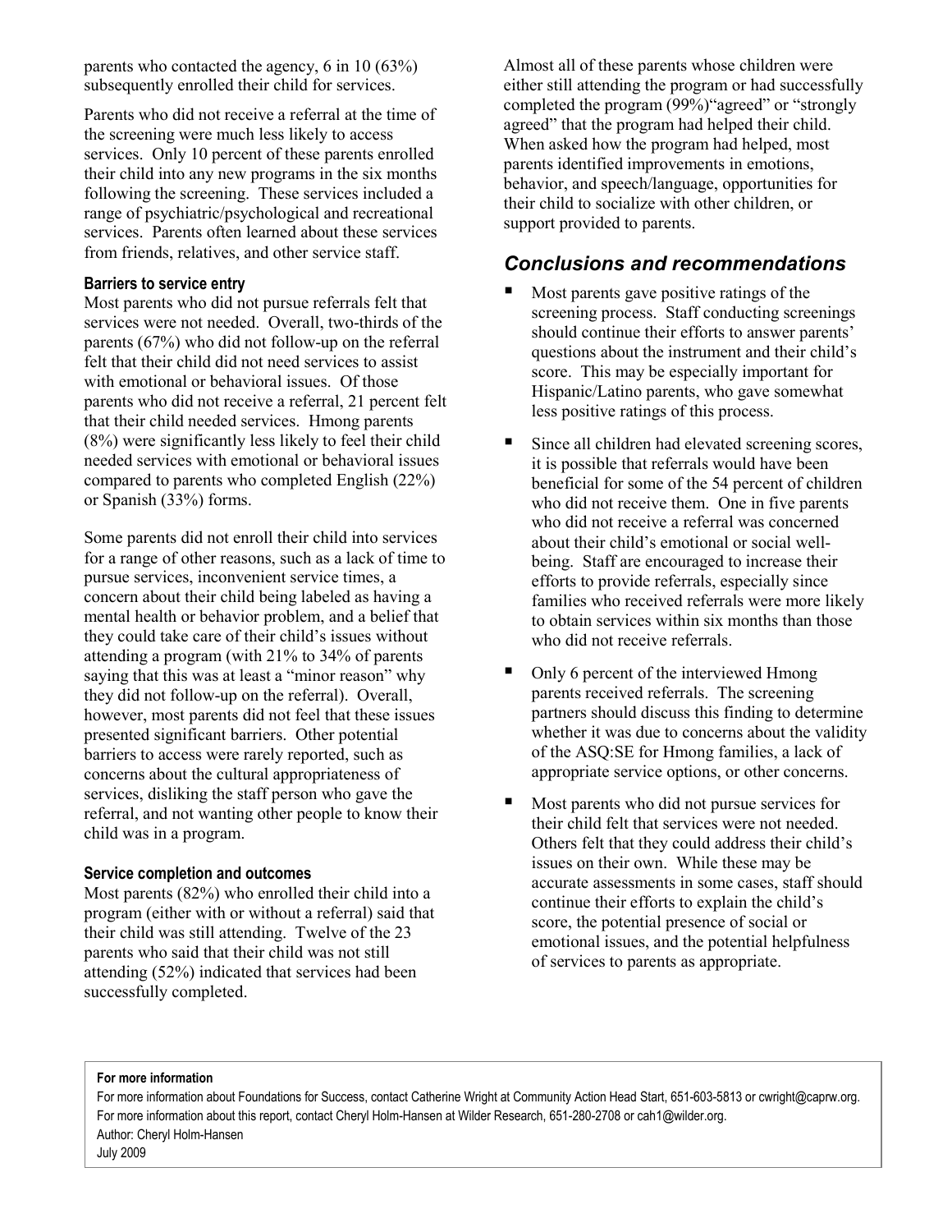parents who contacted the agency, 6 in 10 (63%) subsequently enrolled their child for services.

Parents who did not receive a referral at the time of the screening were much less likely to access services. Only 10 percent of these parents enrolled their child into any new programs in the six months following the screening. These services included a range of psychiatric/psychological and recreational services. Parents often learned about these services from friends, relatives, and other service staff.

#### Barriers to service entry

Most parents who did not pursue referrals felt that services were not needed. Overall, two-thirds of the parents (67%) who did not follow-up on the referral felt that their child did not need services to assist with emotional or behavioral issues. Of those parents who did not receive a referral, 21 percent felt that their child needed services. Hmong parents (8%) were significantly less likely to feel their child needed services with emotional or behavioral issues compared to parents who completed English (22%) or Spanish (33%) forms.

Some parents did not enroll their child into services for a range of other reasons, such as a lack of time to pursue services, inconvenient service times, a concern about their child being labeled as having a mental health or behavior problem, and a belief that they could take care of their child's issues without attending a program (with 21% to 34% of parents saying that this was at least a "minor reason" why they did not follow-up on the referral). Overall, however, most parents did not feel that these issues presented significant barriers. Other potential barriers to access were rarely reported, such as concerns about the cultural appropriateness of services, disliking the staff person who gave the referral, and not wanting other people to know their child was in a program.

#### Service completion and outcomes

Most parents (82%) who enrolled their child into a program (either with or without a referral) said that their child was still attending. Twelve of the 23 parents who said that their child was not still attending (52%) indicated that services had been successfully completed.

Almost all of these parents whose children were either still attending the program or had successfully completed the program (99%)"agreed" or "strongly agreed" that the program had helped their child. When asked how the program had helped, most parents identified improvements in emotions, behavior, and speech/language, opportunities for their child to socialize with other children, or support provided to parents.

## *Conclusions and recommendations*

- Most parents gave positive ratings of the screening process. Staff conducting screenings should continue their efforts to answer parents' questions about the instrument and their child's score. This may be especially important for Hispanic/Latino parents, who gave somewhat less positive ratings of this process.
- Since all children had elevated screening scores, it is possible that referrals would have been beneficial for some of the 54 percent of children who did not receive them. One in five parents who did not receive a referral was concerned about their child's emotional or social well-being. Staff are encouraged to increase their efforts to provide referrals, especially since families who received referrals were more likely to obtain services within six months than those who did not receive referrals.
- Only 6 percent of the interviewed Hmong parents received referrals. The screening partners should discuss this finding to determine whether it was due to concerns about the validity of the ASQ:SE for Hmong families, a lack of appropriate service options, or other concerns.
- Most parents who did not pursue services for their child felt that services were not needed. Others felt that they could address their child's issues on their own. While these may be accurate assessments in some cases, staff should continue their efforts to explain the child's score, the potential presence of social or emotional issues, and the potential helpfulness of services to parents as appropriate.

**For more information**

For more information about Foundations for Success, contact Catherine Wright at Community Action Head Start, 651-603-5813 or cwright@caprw.org.
For more information about this report, contact Cheryl Holm-Hansen at Wilder Research, 651-280-2708 or cah1@wilder.org.
Author: Cheryl Holm-Hansen
July 2009